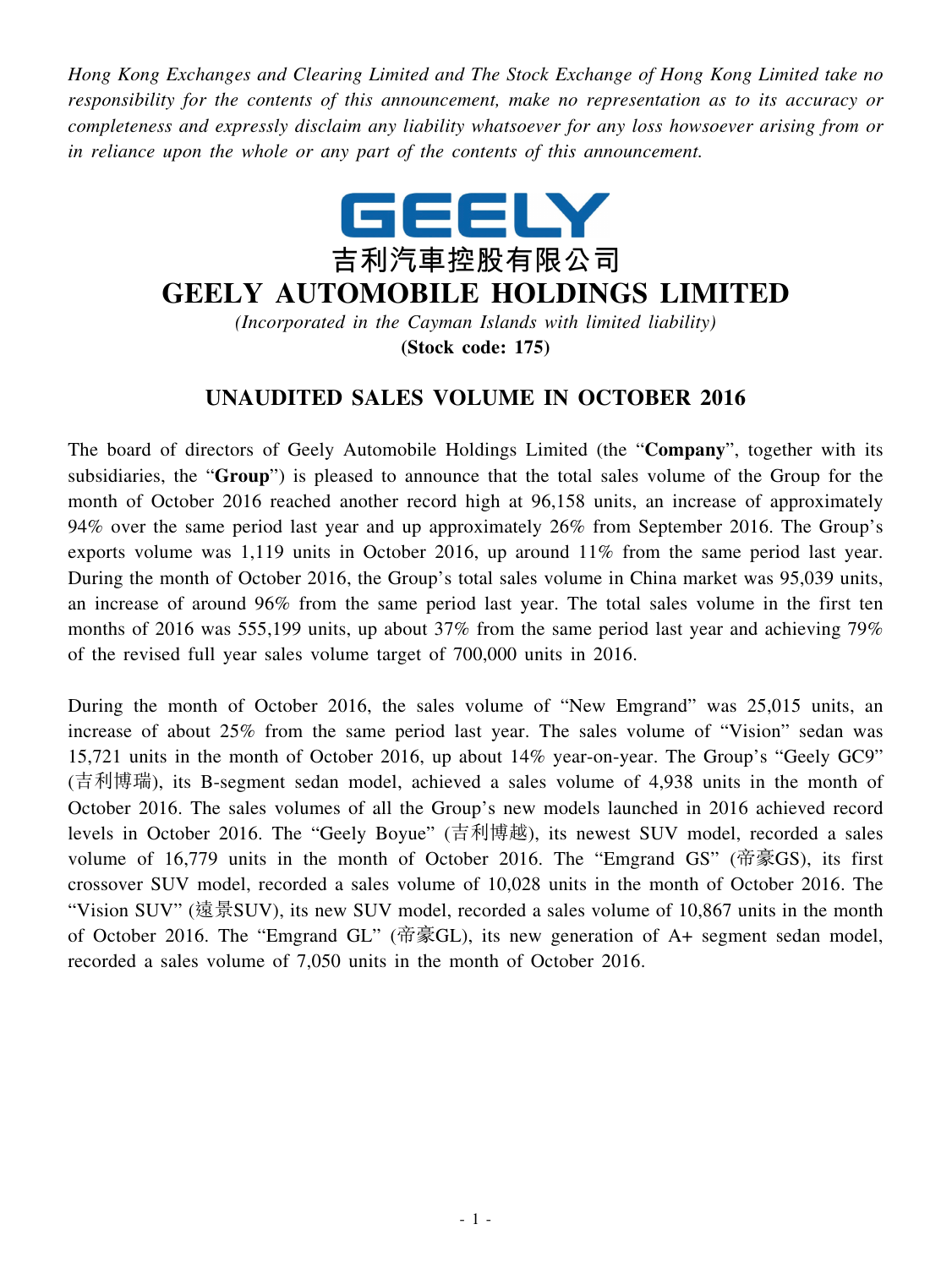*Hong Kong Exchanges and Clearing Limited and The Stock Exchange of Hong Kong Limited take no responsibility for the contents of this announcement, make no representation as to its accuracy or completeness and expressly disclaim any liability whatsoever for any loss howsoever arising from or in reliance upon the whole or any part of the contents of this announcement.*

GEELY

吉利汽車控股有限公司

# GEELY AUTOMOBILE HOLDINGS LIMITED

*(Incorporated in the Cayman Islands with limited liability)*

**(Stock code: 175)**

## UNAUDITED SALES VOLUME IN OCTOBER 2016

The board of directors of Geely Automobile Holdings Limited (the "**Company**", together with its subsidiaries, the "**Group**") is pleased to announce that the total sales volume of the Group for the month of October 2016 reached another record high at 96,158 units, an increase of approximately 94% over the same period last year and up approximately 26% from September 2016. The Group's exports volume was 1,119 units in October 2016, up around 11% from the same period last year. During the month of October 2016, the Group's total sales volume in China market was 95,039 units, an increase of around 96% from the same period last year. The total sales volume in the first ten months of 2016 was 555,199 units, up about 37% from the same period last year and achieving 79% of the revised full year sales volume target of 700,000 units in 2016.

During the month of October 2016, the sales volume of "New Emgrand" was 25,015 units, an increase of about 25% from the same period last year. The sales volume of "Vision" sedan was 15,721 units in the month of October 2016, up about 14% year-on-year. The Group's "Geely GC9" (吉利博瑞), its B-segment sedan model, achieved a sales volume of 4,938 units in the month of October 2016. The sales volumes of all the Group's new models launched in 2016 achieved record levels in October 2016. The "Geely Boyue" (吉利博越), its newest SUV model, recorded a sales volume of 16,779 units in the month of October 2016. The "Emgrand GS" (帝豪GS), its first crossover SUV model, recorded a sales volume of 10,028 units in the month of October 2016. The "Vision SUV" (遠景SUV), its new SUV model, recorded a sales volume of 10,867 units in the month of October 2016. The "Emgrand GL" (帝豪GL), its new generation of A+ segment sedan model, recorded a sales volume of 7,050 units in the month of October 2016.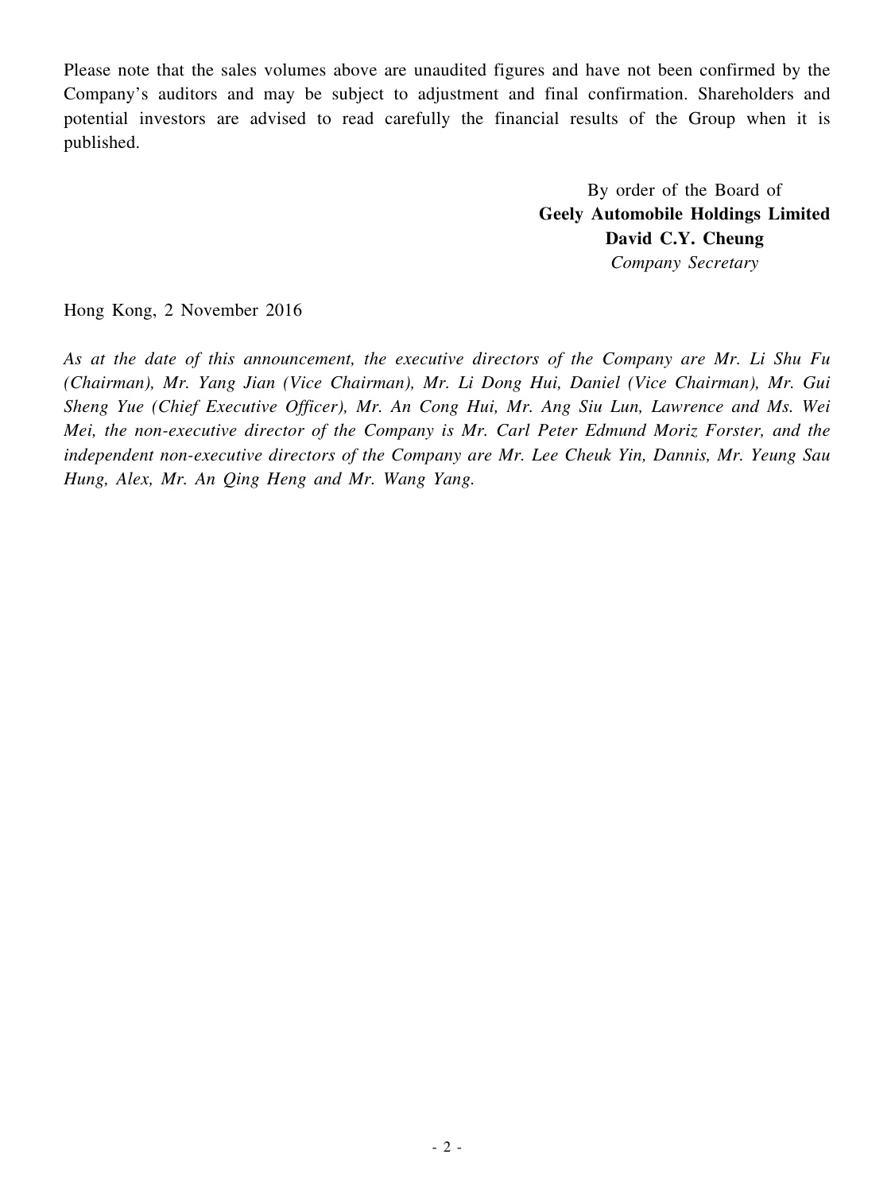Please note that the sales volumes above are unaudited figures and have not been confirmed by the Company's auditors and may be subject to adjustment and final confirmation. Shareholders and potential investors are advised to read carefully the financial results of the Group when it is published.

By order of the Board of
**Geely Automobile Holdings Limited**
**David C.Y. Cheung**
*Company Secretary*

Hong Kong, 2 November 2016

*As at the date of this announcement, the executive directors of the Company are Mr. Li Shu Fu (Chairman), Mr. Yang Jian (Vice Chairman), Mr. Li Dong Hui, Daniel (Vice Chairman), Mr. Gui Sheng Yue (Chief Executive Officer), Mr. An Cong Hui, Mr. Ang Siu Lun, Lawrence and Ms. Wei Mei, the non-executive director of the Company is Mr. Carl Peter Edmund Moriz Forster, and the independent non-executive directors of the Company are Mr. Lee Cheuk Yin, Dannis, Mr. Yeung Sau Hung, Alex, Mr. An Qing Heng and Mr. Wang Yang.*